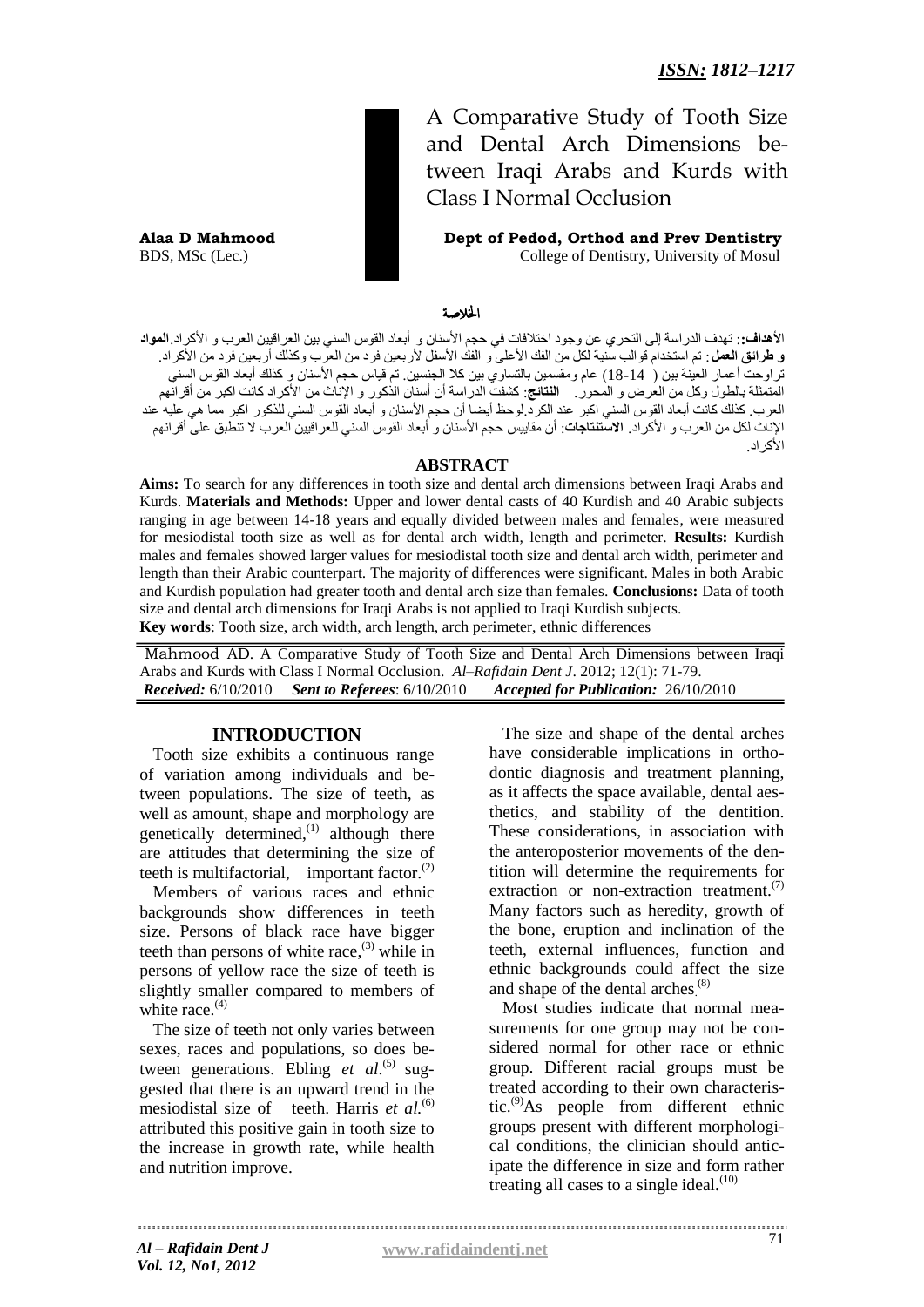*ISSN: 1812–1217*

# A Comparative Study of Tooth Size and Dental Arch Dimensions between Iraqi Arabs and Kurds with Class I Normal Occlusion

**Alaa D Mahmood**
BDS, MSc (Lec.)

**Dept of Pedod, Orthod and Prev Dentistry**
College of Dentistry, University of Mosul

## الخلاصة

**الأهداف:** تهدف الدراسة إلى التحري عن وجود اختلافات في حجم الأسنان و أبعاد القوس السني بين العراقيين العرب و الأكراد. **المواد و طرائق العمل**: تم استخدام قوالب سنية لكل من الفك الأعلى و الفك الأسفل لأربعين فرد من العرب وكذلك أربعين فرد من الأكراد. تراوحت أعمار العينة بين ( 14-18) عام ومقسمين بالتساوي بين كلا الجنسين. تم قياس حجم الأسنان و كذلك أبعاد القوس السني المتمثلة بالطول وكل من العرض و المحور. **النتائج**: كشفت الدراسة أن أسنان الذكور و الإناث من الأكراد كانت اكبر من أقرانهم العرب. كذلك كانت أبعاد القوس السني اكبر عند الكرد.لوحظ أيضا أن حجم الأسنان و أبعاد القوس السني للذكور اكبر مما هي عليه عند الإناث لكل من العرب و الأكراد. **الاستنتاجات**: أن مقاييس حجم الأسنان و أبعاد القوس السني للعراقيين العرب لا تنطبق على أقرانهم الأكراد.

## ABSTRACT

**Aims:** To search for any differences in tooth size and dental arch dimensions between Iraqi Arabs and Kurds. **Materials and Methods:** Upper and lower dental casts of 40 Kurdish and 40 Arabic subjects ranging in age between 14-18 years and equally divided between males and females, were measured for mesiodistal tooth size as well as for dental arch width, length and perimeter. **Results:** Kurdish males and females showed larger values for mesiodistal tooth size and dental arch width, perimeter and length than their Arabic counterpart. The majority of differences were significant. Males in both Arabic and Kurdish population had greater tooth and dental arch size than females. **Conclusions:** Data of tooth size and dental arch dimensions for Iraqi Arabs is not applied to Iraqi Kurdish subjects.

**Key words**: Tooth size, arch width, arch length, arch perimeter, ethnic differences

Mahmood AD. A Comparative Study of Tooth Size and Dental Arch Dimensions between Iraqi Arabs and Kurds with Class I Normal Occlusion. *Al–Rafidain Dent J*. 2012; 12(1): 71-79.
*Received:* 6/10/2010 *Sent to Referees*: 6/10/2010 *Accepted for Publication:* 26/10/2010

## INTRODUCTION

Tooth size exhibits a continuous range of variation among individuals and between populations. The size of teeth, as well as amount, shape and morphology are genetically determined,[1] although there are attitudes that determining the size of teeth is multifactorial, important factor.[2]

Members of various races and ethnic backgrounds show differences in teeth size. Persons of black race have bigger teeth than persons of white race,[3] while in persons of yellow race the size of teeth is slightly smaller compared to members of white race.[4]

The size of teeth not only varies between sexes, races and populations, so does between generations. Ebling *et al*.[5] suggested that there is an upward trend in the mesiodistal size of teeth. Harris *et al.*[6] attributed this positive gain in tooth size to the increase in growth rate, while health and nutrition improve.

The size and shape of the dental arches have considerable implications in orthodontic diagnosis and treatment planning, as it affects the space available, dental aesthetics, and stability of the dentition. These considerations, in association with the anteroposterior movements of the dentition will determine the requirements for extraction or non-extraction treatment.[7] Many factors such as heredity, growth of the bone, eruption and inclination of the teeth, external influences, function and ethnic backgrounds could affect the size and shape of the dental arches.[8]

Most studies indicate that normal measurements for one group may not be considered normal for other race or ethnic group. Different racial groups must be treated according to their own characteristic.[9] As people from different ethnic groups present with different morphological conditions, the clinician should anticipate the difference in size and form rather treating all cases to a single ideal.[10]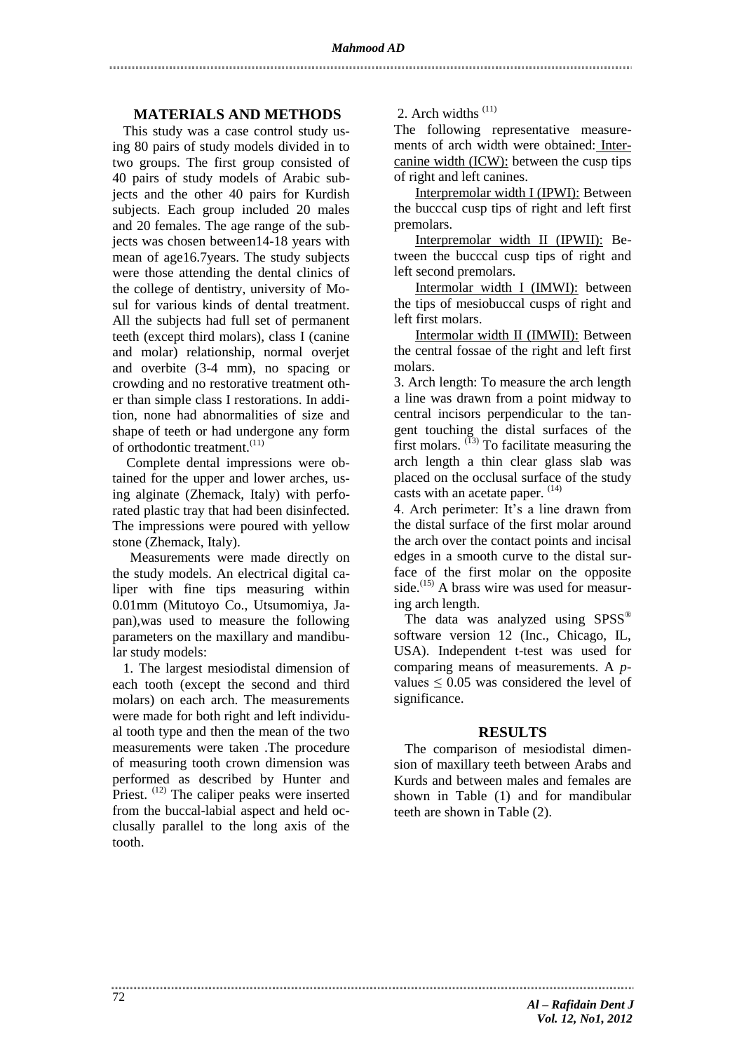## MATERIALS AND METHODS

This study was a case control study using 80 pairs of study models divided in to two groups. The first group consisted of 40 pairs of study models of Arabic subjects and the other 40 pairs for Kurdish subjects. Each group included 20 males and 20 females. The age range of the subjects was chosen between14-18 years with mean of age16.7years. The study subjects were those attending the dental clinics of the college of dentistry, university of Mosul for various kinds of dental treatment. All the subjects had full set of permanent teeth (except third molars), class I (canine and molar) relationship, normal overjet and overbite (3-4 mm), no spacing or crowding and no restorative treatment other than simple class I restorations. In addition, none had abnormalities of size and shape of teeth or had undergone any form of orthodontic treatment.[11]

Complete dental impressions were obtained for the upper and lower arches, using alginate (Zhemack, Italy) with perforated plastic tray that had been disinfected. The impressions were poured with yellow stone (Zhemack, Italy).

Measurements were made directly on the study models. An electrical digital caliper with fine tips measuring within 0.01mm (Mitutoyo Co., Utsumomiya, Japan),was used to measure the following parameters on the maxillary and mandibular study models:

1. The largest mesiodistal dimension of each tooth (except the second and third molars) on each arch. The measurements were made for both right and left individual tooth type and then the mean of the two measurements were taken .The procedure of measuring tooth crown dimension was performed as described by Hunter and Priest. [12] The caliper peaks were inserted from the buccal-labial aspect and held occlusally parallel to the long axis of the tooth.

2. Arch widths [11]

The following representative measurements of arch width were obtained: Intercanine width (ICW): between the cusp tips of right and left canines.

Interpremolar width I (IPWI): Between the bucccal cusp tips of right and left first premolars.

Interpremolar width II (IPWII): Between the bucccal cusp tips of right and left second premolars.

Intermolar width I (IMWI): between the tips of mesiobuccal cusps of right and left first molars.

Intermolar width II (IMWII): Between the central fossae of the right and left first molars.

3. Arch length: To measure the arch length a line was drawn from a point midway to central incisors perpendicular to the tangent touching the distal surfaces of the first molars. [13] To facilitate measuring the arch length a thin clear glass slab was placed on the occlusal surface of the study casts with an acetate paper. [14]

4. Arch perimeter: It's a line drawn from the distal surface of the first molar around the arch over the contact points and incisal edges in a smooth curve to the distal surface of the first molar on the opposite side.[15] A brass wire was used for measuring arch length.

The data was analyzed using SPSS® software version 12 (Inc., Chicago, IL, USA). Independent t-test was used for comparing means of measurements. A *p*-values $\leq 0.05$ was considered the level of significance.

## RESULTS

The comparison of mesiodistal dimension of maxillary teeth between Arabs and Kurds and between males and females are shown in Table (1) and for mandibular teeth are shown in Table (2).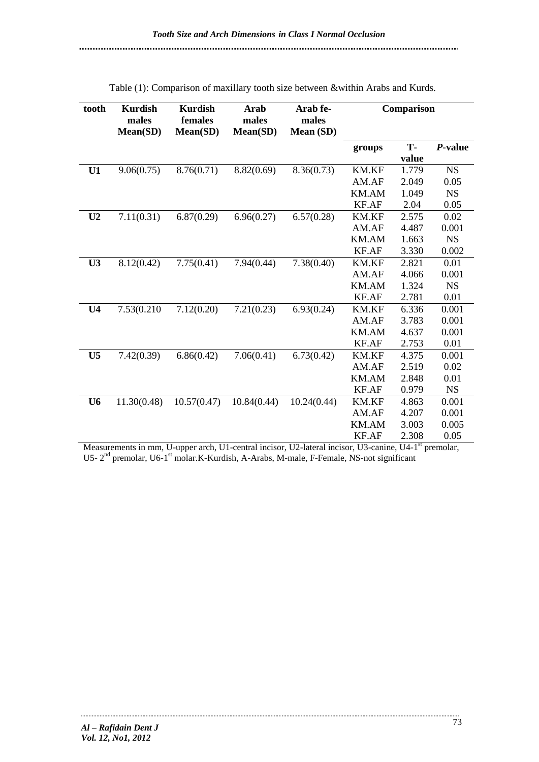Table (1): Comparison of maxillary tooth size between &within Arabs and Kurds.

| tooth | Kurdish males Mean(SD) | Kurdish females Mean(SD) | Arab males Mean(SD) | Arab fe-males Mean (SD) | Comparison | | |
|---|---|---|---|---|---|---|---|
| | | | | | groups | T-value | *P*-value |
| **U1** | 9.06(0.75) | 8.76(0.71) | 8.82(0.69) | 8.36(0.73) | KM.KF | 1.779 | NS |
| | | | | | AM.AF | 2.049 | 0.05 |
| | | | | | KM.AM | 1.049 | NS |
| | | | | | KF.AF | 2.04 | 0.05 |
| **U2** | 7.11(0.31) | 6.87(0.29) | 6.96(0.27) | 6.57(0.28) | KM.KF | 2.575 | 0.02 |
| | | | | | AM.AF | 4.487 | 0.001 |
| | | | | | KM.AM | 1.663 | NS |
| | | | | | KF.AF | 3.330 | 0.002 |
| **U3** | 8.12(0.42) | 7.75(0.41) | 7.94(0.44) | 7.38(0.40) | KM.KF | 2.821 | 0.01 |
| | | | | | AM.AF | 4.066 | 0.001 |
| | | | | | KM.AM | 1.324 | NS |
| | | | | | KF.AF | 2.781 | 0.01 |
| **U4** | 7.53(0.210 | 7.12(0.20) | 7.21(0.23) | 6.93(0.24) | KM.KF | 6.336 | 0.001 |
| | | | | | AM.AF | 3.783 | 0.001 |
| | | | | | KM.AM | 4.637 | 0.001 |
| | | | | | KF.AF | 2.753 | 0.01 |
| **U5** | 7.42(0.39) | 6.86(0.42) | 7.06(0.41) | 6.73(0.42) | KM.KF | 4.375 | 0.001 |
| | | | | | AM.AF | 2.519 | 0.02 |
| | | | | | KM.AM | 2.848 | 0.01 |
| | | | | | KF.AF | 0.979 | NS |
| **U6** | 11.30(0.48) | 10.57(0.47) | 10.84(0.44) | 10.24(0.44) | KM.KF | 4.863 | 0.001 |
| | | | | | AM.AF | 4.207 | 0.001 |
| | | | | | KM.AM | 3.003 | 0.005 |
| | | | | | KF.AF | 2.308 | 0.05 |

Measurements in mm, U-upper arch, U1-central incisor, U2-lateral incisor, U3-canine, U4-1st premolar, U5- 2nd premolar, U6-1st molar.K-Kurdish, A-Arabs, M-male, F-Female, NS-not significant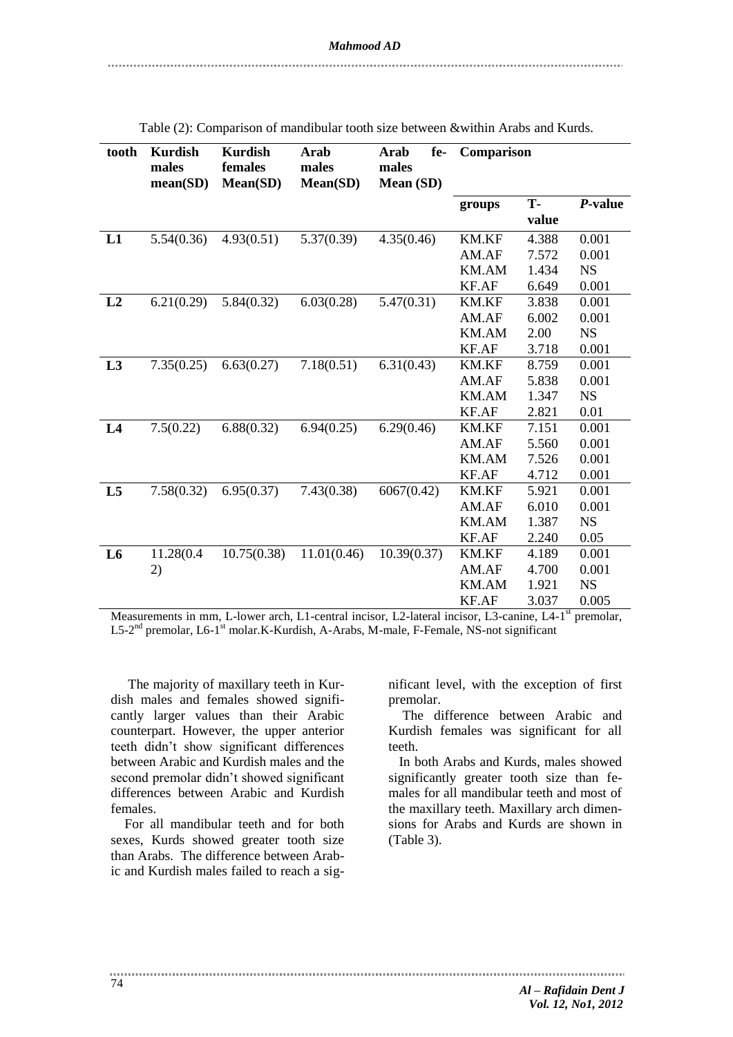Table (2): Comparison of mandibular tooth size between &within Arabs and Kurds.

| tooth | Kurdish males mean(SD) | Kurdish females Mean(SD) | Arab males Mean(SD) | Arab females Mean (SD) | Comparison | | |
|---|---|---|---|---|---|---|---|
| | | | | | groups | T-value | *P*-value |
| **L1** | 5.54(0.36) | 4.93(0.51) | 5.37(0.39) | 4.35(0.46) | KM.KF | 4.388 | 0.001 |
| | | | | | AM.AF | 7.572 | 0.001 |
| | | | | | KM.AM | 1.434 | NS |
| | | | | | KF.AF | 6.649 | 0.001 |
| **L2** | 6.21(0.29) | 5.84(0.32) | 6.03(0.28) | 5.47(0.31) | KM.KF | 3.838 | 0.001 |
| | | | | | AM.AF | 6.002 | 0.001 |
| | | | | | KM.AM | 2.00 | NS |
| | | | | | KF.AF | 3.718 | 0.001 |
| **L3** | 7.35(0.25) | 6.63(0.27) | 7.18(0.51) | 6.31(0.43) | KM.KF | 8.759 | 0.001 |
| | | | | | AM.AF | 5.838 | 0.001 |
| | | | | | KM.AM | 1.347 | NS |
| | | | | | KF.AF | 2.821 | 0.01 |
| **L4** | 7.5(0.22) | 6.88(0.32) | 6.94(0.25) | 6.29(0.46) | KM.KF | 7.151 | 0.001 |
| | | | | | AM.AF | 5.560 | 0.001 |
| | | | | | KM.AM | 7.526 | 0.001 |
| | | | | | KF.AF | 4.712 | 0.001 |
| **L5** | 7.58(0.32) | 6.95(0.37) | 7.43(0.38) | 6067(0.42) | KM.KF | 5.921 | 0.001 |
| | | | | | AM.AF | 6.010 | 0.001 |
| | | | | | KM.AM | 1.387 | NS |
| | | | | | KF.AF | 2.240 | 0.05 |
| **L6** | 11.28(0.42) | 10.75(0.38) | 11.01(0.46) | 10.39(0.37) | KM.KF | 4.189 | 0.001 |
| | | | | | AM.AF | 4.700 | 0.001 |
| | | | | | KM.AM | 1.921 | NS |
| | | | | | KF.AF | 3.037 | 0.005 |

Measurements in mm, L-lower arch, L1-central incisor, L2-lateral incisor, L3-canine, L4-1st premolar, L5-2nd premolar, L6-1st molar.K-Kurdish, A-Arabs, M-male, F-Female, NS-not significant

The majority of maxillary teeth in Kurdish males and females showed significantly larger values than their Arabic counterpart. However, the upper anterior teeth didn't show significant differences between Arabic and Kurdish males and the second premolar didn't showed significant differences between Arabic and Kurdish females.

For all mandibular teeth and for both sexes, Kurds showed greater tooth size than Arabs. The difference between Arabic and Kurdish males failed to reach a significant level, with the exception of first premolar.

The difference between Arabic and Kurdish females was significant for all teeth.

In both Arabs and Kurds, males showed significantly greater tooth size than females for all mandibular teeth and most of the maxillary teeth. Maxillary arch dimensions for Arabs and Kurds are shown in (Table 3).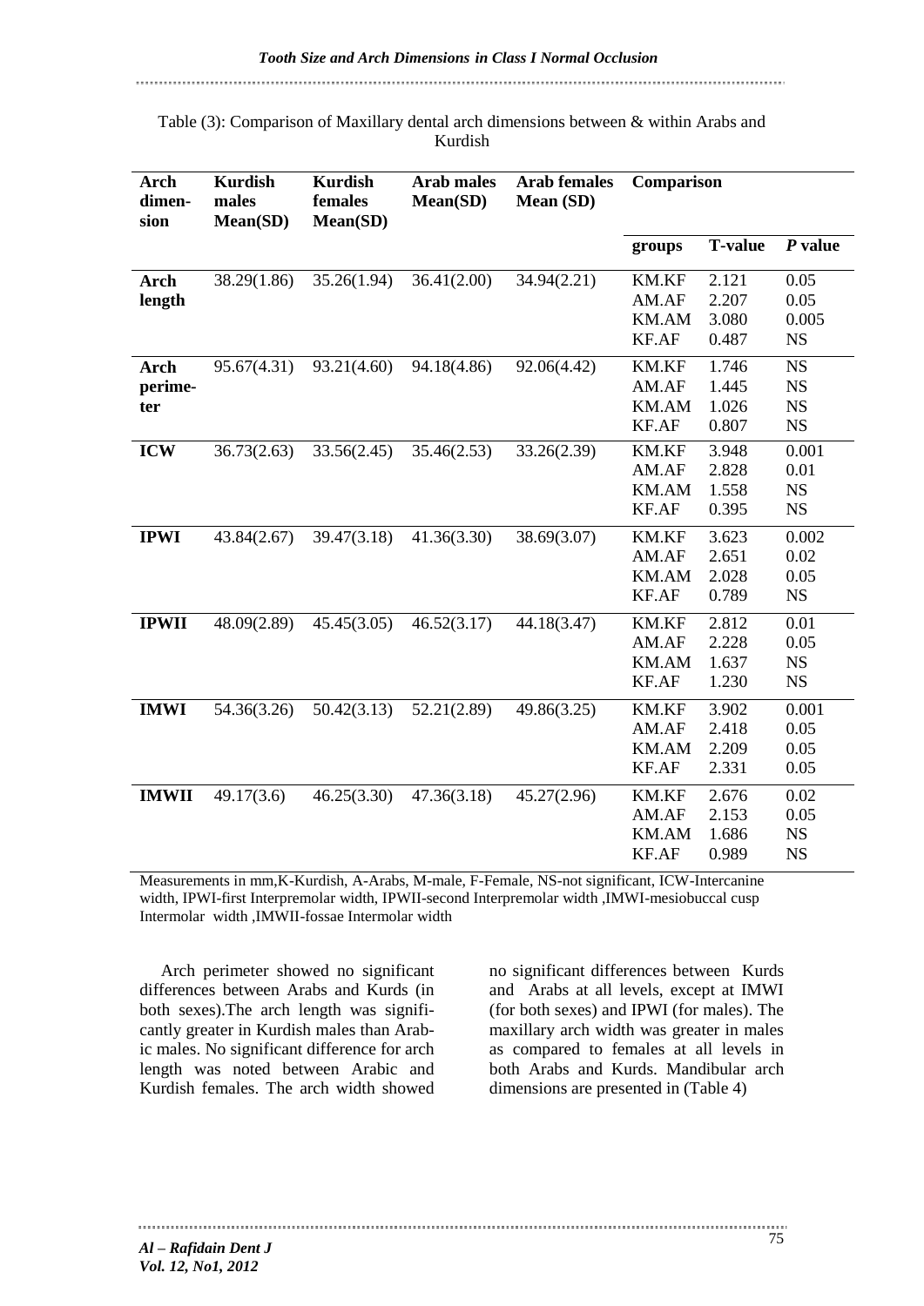Table (3): Comparison of Maxillary dental arch dimensions between & within Arabs and Kurdish

| Arch dimension | Kurdish males Mean(SD) | Kurdish females Mean(SD) | Arab males Mean(SD) | Arab females Mean (SD) | Comparison | | |
|---|---|---|---|---|---|---|---|
| | | | | | groups | T-value | *P* value |
| **Arch length** | 38.29(1.86) | 35.26(1.94) | 36.41(2.00) | 34.94(2.21) | KM.KF<br>AM.AF<br>KM.AM<br>KF.AF | 2.121<br>2.207<br>3.080<br>0.487 | 0.05<br>0.05<br>0.005<br>NS |
| **Arch perimeter** | 95.67(4.31) | 93.21(4.60) | 94.18(4.86) | 92.06(4.42) | KM.KF<br>AM.AF<br>KM.AM<br>KF.AF | 1.746<br>1.445<br>1.026<br>0.807 | NS<br>NS<br>NS<br>NS |
| **ICW** | 36.73(2.63) | 33.56(2.45) | 35.46(2.53) | 33.26(2.39) | KM.KF<br>AM.AF<br>KM.AM<br>KF.AF | 3.948<br>2.828<br>1.558<br>0.395 | 0.001<br>0.01<br>NS<br>NS |
| **IPWI** | 43.84(2.67) | 39.47(3.18) | 41.36(3.30) | 38.69(3.07) | KM.KF<br>AM.AF<br>KM.AM<br>KF.AF | 3.623<br>2.651<br>2.028<br>0.789 | 0.002<br>0.02<br>0.05<br>NS |
| **IPWII** | 48.09(2.89) | 45.45(3.05) | 46.52(3.17) | 44.18(3.47) | KM.KF<br>AM.AF<br>KM.AM<br>KF.AF | 2.812<br>2.228<br>1.637<br>1.230 | 0.01<br>0.05<br>NS<br>NS |
| **IMWI** | 54.36(3.26) | 50.42(3.13) | 52.21(2.89) | 49.86(3.25) | KM.KF<br>AM.AF<br>KM.AM<br>KF.AF | 3.902<br>2.418<br>2.209<br>2.331 | 0.001<br>0.05<br>0.05<br>0.05 |
| **IMWII** | 49.17(3.6) | 46.25(3.30) | 47.36(3.18) | 45.27(2.96) | KM.KF<br>AM.AF<br>KM.AM<br>KF.AF | 2.676<br>2.153<br>1.686<br>0.989 | 0.02<br>0.05<br>NS<br>NS |

Measurements in mm,K-Kurdish, A-Arabs, M-male, F-Female, NS-not significant, ICW-Intercanine width, IPWI-first Interpremolar width, IPWII-second Interpremolar width ,IMWI-mesiobuccal cusp Intermolar width ,IMWII-fossae Intermolar width

Arch perimeter showed no significant differences between Arabs and Kurds (in both sexes).The arch length was significantly greater in Kurdish males than Arabic males. No significant difference for arch length was noted between Arabic and Kurdish females. The arch width showed no significant differences between Kurds and Arabs at all levels, except at IMWI (for both sexes) and IPWI (for males). The maxillary arch width was greater in males as compared to females at all levels in both Arabs and Kurds. Mandibular arch dimensions are presented in (Table 4)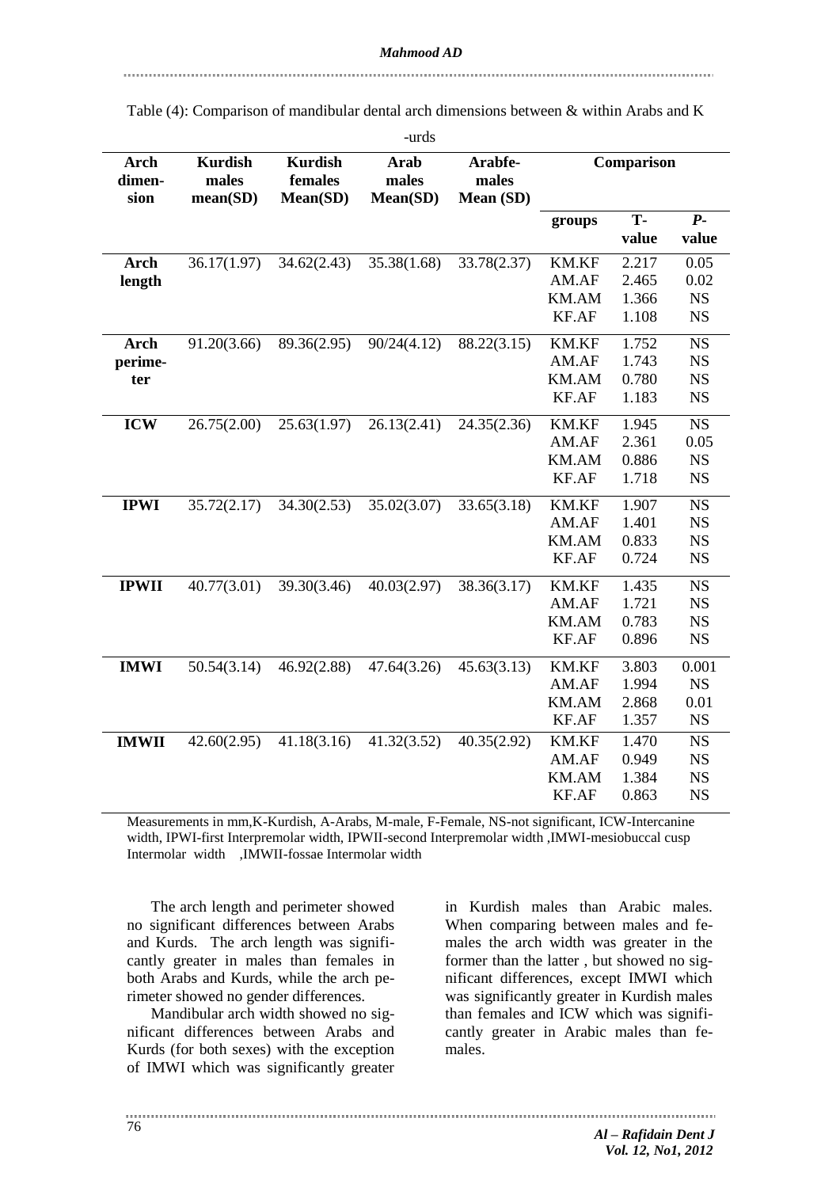Table (4): Comparison of mandibular dental arch dimensions between & within Arabs and K-urds

| Arch dimension | Kurdish males mean(SD) | Kurdish females Mean(SD) | Arab males Mean(SD) | Arabfemales Mean (SD) | Comparison | | |
|---|---|---|---|---|---|---|---|
| | | | | | groups | T-value | P-value |
| Arch length | 36.17(1.97) | 34.62(2.43) | 35.38(1.68) | 33.78(2.37) | KM.KF | 2.217 | 0.05 |
| | | | | | AM.AF | 2.465 | 0.02 |
| | | | | | KM.AM | 1.366 | NS |
| | | | | | KF.AF | 1.108 | NS |
| Arch perimeter | 91.20(3.66) | 89.36(2.95) | 90/24(4.12) | 88.22(3.15) | KM.KF | 1.752 | NS |
| | | | | | AM.AF | 1.743 | NS |
| | | | | | KM.AM | 0.780 | NS |
| | | | | | KF.AF | 1.183 | NS |
| ICW | 26.75(2.00) | 25.63(1.97) | 26.13(2.41) | 24.35(2.36) | KM.KF | 1.945 | NS |
| | | | | | AM.AF | 2.361 | 0.05 |
| | | | | | KM.AM | 0.886 | NS |
| | | | | | KF.AF | 1.718 | NS |
| IPWI | 35.72(2.17) | 34.30(2.53) | 35.02(3.07) | 33.65(3.18) | KM.KF | 1.907 | NS |
| | | | | | AM.AF | 1.401 | NS |
| | | | | | KM.AM | 0.833 | NS |
| | | | | | KF.AF | 0.724 | NS |
| IPWII | 40.77(3.01) | 39.30(3.46) | 40.03(2.97) | 38.36(3.17) | KM.KF | 1.435 | NS |
| | | | | | AM.AF | 1.721 | NS |
| | | | | | KM.AM | 0.783 | NS |
| | | | | | KF.AF | 0.896 | NS |
| IMWI | 50.54(3.14) | 46.92(2.88) | 47.64(3.26) | 45.63(3.13) | KM.KF | 3.803 | 0.001 |
| | | | | | AM.AF | 1.994 | NS |
| | | | | | KM.AM | 2.868 | 0.01 |
| | | | | | KF.AF | 1.357 | NS |
| IMWII | 42.60(2.95) | 41.18(3.16) | 41.32(3.52) | 40.35(2.92) | KM.KF | 1.470 | NS |
| | | | | | AM.AF | 0.949 | NS |
| | | | | | KM.AM | 1.384 | NS |
| | | | | | KF.AF | 0.863 | NS |

Measurements in mm,K-Kurdish, A-Arabs, M-male, F-Female, NS-not significant, ICW-Intercanine width, IPWI-first Interpremolar width, IPWII-second Interpremolar width ,IMWI-mesiobuccal cusp Intermolar width ,IMWII-fossae Intermolar width

The arch length and perimeter showed no significant differences between Arabs and Kurds. The arch length was significantly greater in males than females in both Arabs and Kurds, while the arch perimeter showed no gender differences.

Mandibular arch width showed no significant differences between Arabs and Kurds (for both sexes) with the exception of IMWI which was significantly greater in Kurdish males than Arabic males. When comparing between males and females the arch width was greater in the former than the latter , but showed no significant differences, except IMWI which was significantly greater in Kurdish males than females and ICW which was significantly greater in Arabic males than females.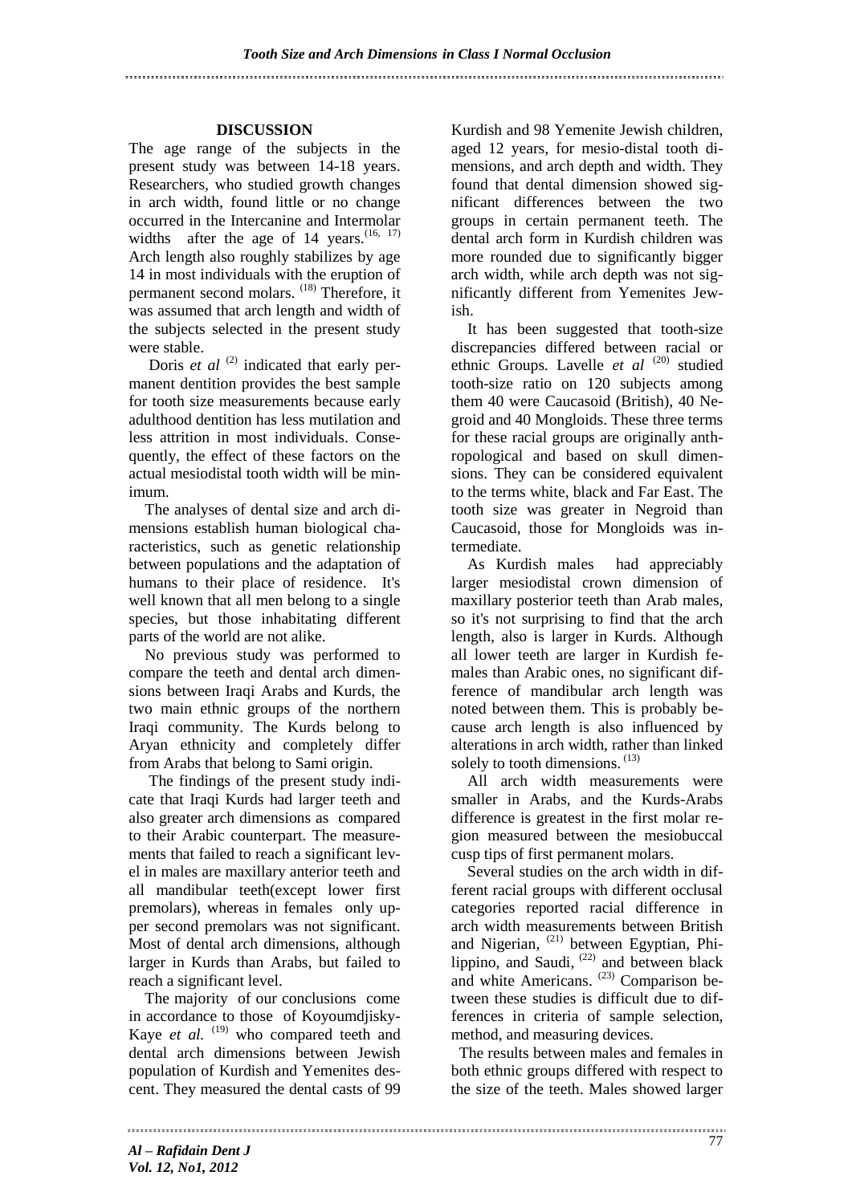## DISCUSSION

The age range of the subjects in the present study was between 14-18 years. Researchers, who studied growth changes in arch width, found little or no change occurred in the Intercanine and Intermolar widths after the age of 14 years.[16, 17] Arch length also roughly stabilizes by age 14 in most individuals with the eruption of permanent second molars. [18] Therefore, it was assumed that arch length and width of the subjects selected in the present study were stable.

Doris *et al* [2] indicated that early permanent dentition provides the best sample for tooth size measurements because early adulthood dentition has less mutilation and less attrition in most individuals. Consequently, the effect of these factors on the actual mesiodistal tooth width will be minimum.

The analyses of dental size and arch dimensions establish human biological characteristics, such as genetic relationship between populations and the adaptation of humans to their place of residence. It's well known that all men belong to a single species, but those inhabitating different parts of the world are not alike.

No previous study was performed to compare the teeth and dental arch dimensions between Iraqi Arabs and Kurds, the two main ethnic groups of the northern Iraqi community. The Kurds belong to Aryan ethnicity and completely differ from Arabs that belong to Sami origin.

The findings of the present study indicate that Iraqi Kurds had larger teeth and also greater arch dimensions as compared to their Arabic counterpart. The measurements that failed to reach a significant level in males are maxillary anterior teeth and all mandibular teeth(except lower first premolars), whereas in females only upper second premolars was not significant. Most of dental arch dimensions, although larger in Kurds than Arabs, but failed to reach a significant level.

The majority of our conclusions come in accordance to those of Koyoumdjisky-Kaye *et al.* [19] who compared teeth and dental arch dimensions between Jewish population of Kurdish and Yemenites descent. They measured the dental casts of 99 Kurdish and 98 Yemenite Jewish children, aged 12 years, for mesio-distal tooth dimensions, and arch depth and width. They found that dental dimension showed significant differences between the two groups in certain permanent teeth. The dental arch form in Kurdish children was more rounded due to significantly bigger arch width, while arch depth was not significantly different from Yemenites Jewish.

It has been suggested that tooth-size discrepancies differed between racial or ethnic Groups. Lavelle *et al* [20] studied tooth-size ratio on 120 subjects among them 40 were Caucasoid (British), 40 Negroid and 40 Mongloids. These three terms for these racial groups are originally anthropological and based on skull dimensions. They can be considered equivalent to the terms white, black and Far East. The tooth size was greater in Negroid than Caucasoid, those for Mongloids was intermediate.

As Kurdish males had appreciably larger mesiodistal crown dimension of maxillary posterior teeth than Arab males, so it's not surprising to find that the arch length, also is larger in Kurds. Although all lower teeth are larger in Kurdish females than Arabic ones, no significant difference of mandibular arch length was noted between them. This is probably because arch length is also influenced by alterations in arch width, rather than linked solely to tooth dimensions. [13]

All arch width measurements were smaller in Arabs, and the Kurds-Arabs difference is greatest in the first molar region measured between the mesiobuccal cusp tips of first permanent molars.

Several studies on the arch width in different racial groups with different occlusal categories reported racial difference in arch width measurements between British and Nigerian, [21] between Egyptian, Philippino, and Saudi, [22] and between black and white Americans. [23] Comparison between these studies is difficult due to differences in criteria of sample selection, method, and measuring devices.

The results between males and females in both ethnic groups differed with respect to the size of the teeth. Males showed larger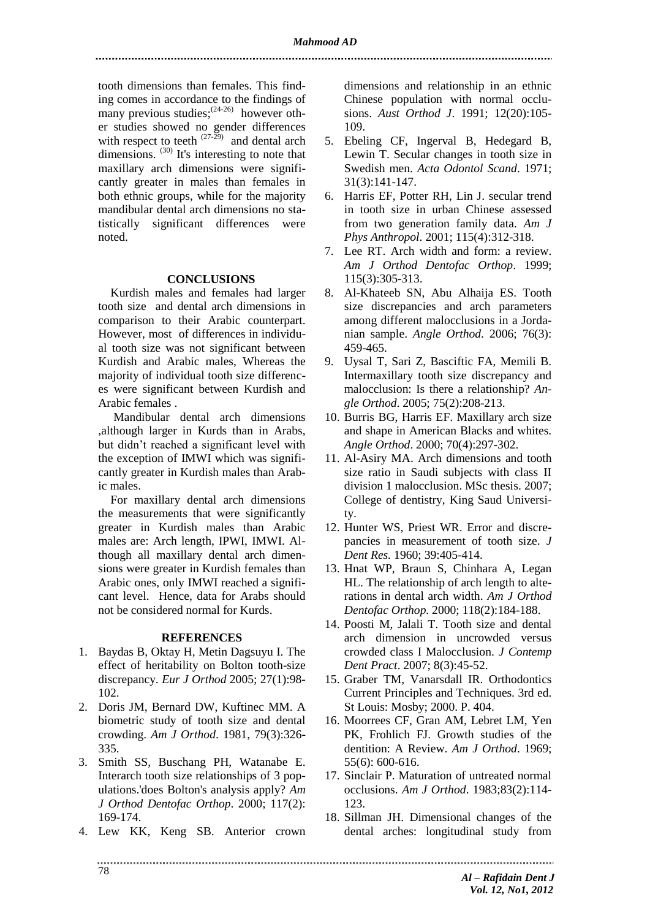tooth dimensions than females. This finding comes in accordance to the findings of many previous studies;[24-26] however other studies showed no gender differences with respect to teeth [27-29] and dental arch dimensions. [30] It's interesting to note that maxillary arch dimensions were significantly greater in males than females in both ethnic groups, while for the majority mandibular dental arch dimensions no statistically significant differences were noted.

## CONCLUSIONS

Kurdish males and females had larger tooth size and dental arch dimensions in comparison to their Arabic counterpart. However, most of differences in individual tooth size was not significant between Kurdish and Arabic males, Whereas the majority of individual tooth size differences were significant between Kurdish and Arabic females .

Mandibular dental arch dimensions ,although larger in Kurds than in Arabs, but didn't reached a significant level with the exception of IMWI which was significantly greater in Kurdish males than Arabic males.

For maxillary dental arch dimensions the measurements that were significantly greater in Kurdish males than Arabic males are: Arch length, IPWI, IMWI. Although all maxillary dental arch dimensions were greater in Kurdish females than Arabic ones, only IMWI reached a significant level. Hence, data for Arabs should not be considered normal for Kurds.

## REFERENCES

1. Baydas B, Oktay H, Metin Dagsuyu I. The effect of heritability on Bolton tooth-size discrepancy. *Eur J Orthod* 2005; 27(1):98-102.
2. Doris JM, Bernard DW, Kuftinec MM. A biometric study of tooth size and dental crowding. *Am J Orthod*. 1981, 79(3):326-335.
3. Smith SS, Buschang PH, Watanabe E. Interarch tooth size relationships of 3 populations.'does Bolton's analysis apply? *Am J Orthod Dentofac Orthop*. 2000; 117(2): 169-174.
4. Lew KK, Keng SB. Anterior crown dimensions and relationship in an ethnic Chinese population with normal occlusions. *Aust Orthod J*. 1991; 12(20):105-109.
5. Ebeling CF, Ingerval B, Hedegard B, Lewin T. Secular changes in tooth size in Swedish men. *Acta Odontol Scand*. 1971; 31(3):141-147.
6. Harris EF, Potter RH, Lin J. secular trend in tooth size in urban Chinese assessed from two generation family data. *Am J Phys Anthropol*. 2001; 115(4):312-318.
7. Lee RT. Arch width and form: a review. *Am J Orthod Dentofac Orthop*. 1999; 115(3):305-313.
8. Al-Khateeb SN, Abu Alhaija ES. Tooth size discrepancies and arch parameters among different malocclusions in a Jordanian sample. *Angle Orthod*. 2006; 76(3): 459-465.
9. Uysal T, Sari Z, Basciftic FA, Memili B. Intermaxillary tooth size discrepancy and malocclusion: Is there a relationship? *Angle Orthod*. 2005; 75(2):208-213.
10. Burris BG, Harris EF. Maxillary arch size and shape in American Blacks and whites. *Angle Orthod*. 2000; 70(4):297-302.
11. Al-Asiry MA. Arch dimensions and tooth size ratio in Saudi subjects with class II division 1 malocclusion. MSc thesis. 2007; College of dentistry, King Saud University.
12. Hunter WS, Priest WR. Error and discrepancies in measurement of tooth size. *J Dent Res.* 1960; 39:405-414.
13. Hnat WP, Braun S, Chinhara A, Legan HL. The relationship of arch length to alterations in dental arch width. *Am J Orthod Dentofac Orthop.* 2000; 118(2):184-188.
14. Poosti M, Jalali T. Tooth size and dental arch dimension in uncrowded versus crowded class I Malocclusion. *J Contemp Dent Pract*. 2007; 8(3):45-52.
15. Graber TM, Vanarsdall IR. Orthodontics Current Principles and Techniques. 3rd ed. St Louis: Mosby; 2000. P. 404.
16. Moorrees CF, Gran AM, Lebret LM, Yen PK, Frohlich FJ. Growth studies of the dentition: A Review. *Am J Orthod*. 1969; 55(6): 600-616.
17. Sinclair P. Maturation of untreated normal occlusions. *Am J Orthod*. 1983;83(2):114-123.
18. Sillman JH. Dimensional changes of the dental arches: longitudinal study from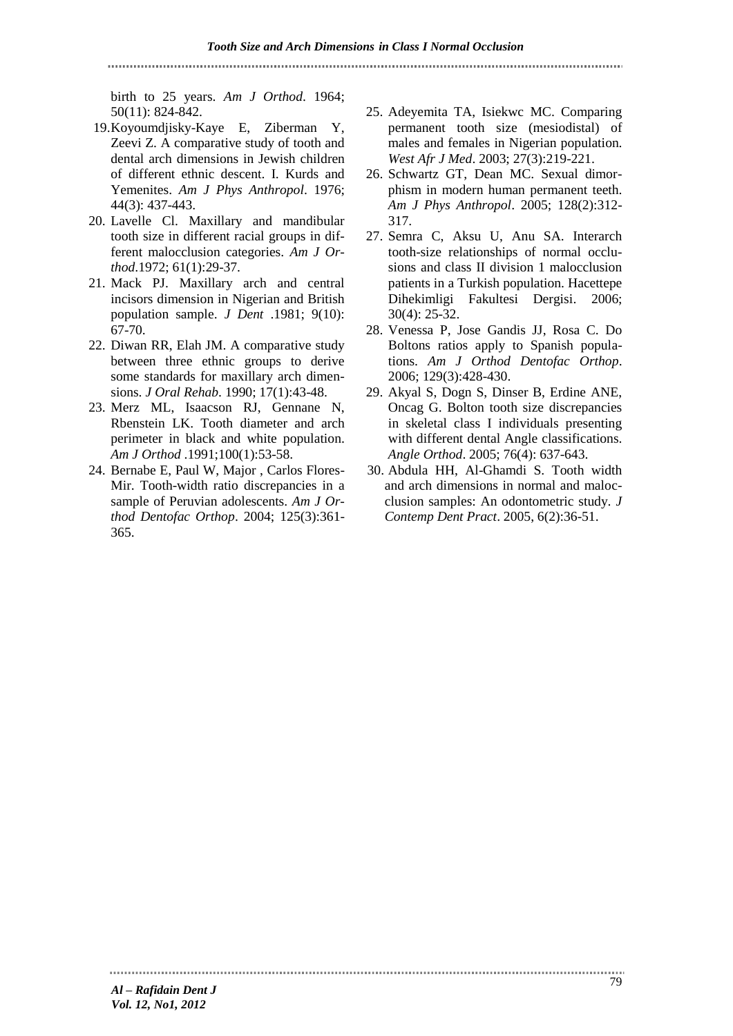birth to 25 years. *Am J Orthod*. 1964; 50(11): 824-842.

19. Koyoumdjisky-Kaye E, Ziberman Y, Zeevi Z. A comparative study of tooth and dental arch dimensions in Jewish children of different ethnic descent. I. Kurds and Yemenites. *Am J Phys Anthropol*. 1976; 44(3): 437-443.
20. Lavelle Cl. Maxillary and mandibular tooth size in different racial groups in different malocclusion categories. *Am J Orthod*.1972; 61(1):29-37.
21. Mack PJ. Maxillary arch and central incisors dimension in Nigerian and British population sample. *J Dent* .1981; 9(10): 67-70.
22. Diwan RR, Elah JM. A comparative study between three ethnic groups to derive some standards for maxillary arch dimensions. *J Oral Rehab*. 1990; 17(1):43-48.
23. Merz ML, Isaacson RJ, Gennane N, Rbenstein LK. Tooth diameter and arch perimeter in black and white population. *Am J Orthod* .1991;100(1):53-58.
24. Bernabe E, Paul W, Major , Carlos Flores-Mir. Tooth-width ratio discrepancies in a sample of Peruvian adolescents. *Am J Orthod Dentofac Orthop*. 2004; 125(3):361-365.
25. Adeyemita TA, Isiekwc MC. Comparing permanent tooth size (mesiodistal) of males and females in Nigerian population. *West Afr J Med*. 2003; 27(3):219-221.
26. Schwartz GT, Dean MC. Sexual dimorphism in modern human permanent teeth. *Am J Phys Anthropol*. 2005; 128(2):312-317.
27. Semra C, Aksu U, Anu SA. Interarch tooth-size relationships of normal occlusions and class II division 1 malocclusion patients in a Turkish population. Hacettepe Dihekimligi Fakultesi Dergisi. 2006; 30(4): 25-32.
28. Venessa P, Jose Gandis JJ, Rosa C. Do Boltons ratios apply to Spanish populations. *Am J Orthod Dentofac Orthop*. 2006; 129(3):428-430.
29. Akyal S, Dogn S, Dinser B, Erdine ANE, Oncag G. Bolton tooth size discrepancies in skeletal class I individuals presenting with different dental Angle classifications. *Angle Orthod*. 2005; 76(4): 637-643.
30. Abdula HH, Al-Ghamdi S. Tooth width and arch dimensions in normal and malocclusion samples: An odontometric study. *J Contemp Dent Pract*. 2005, 6(2):36-51.